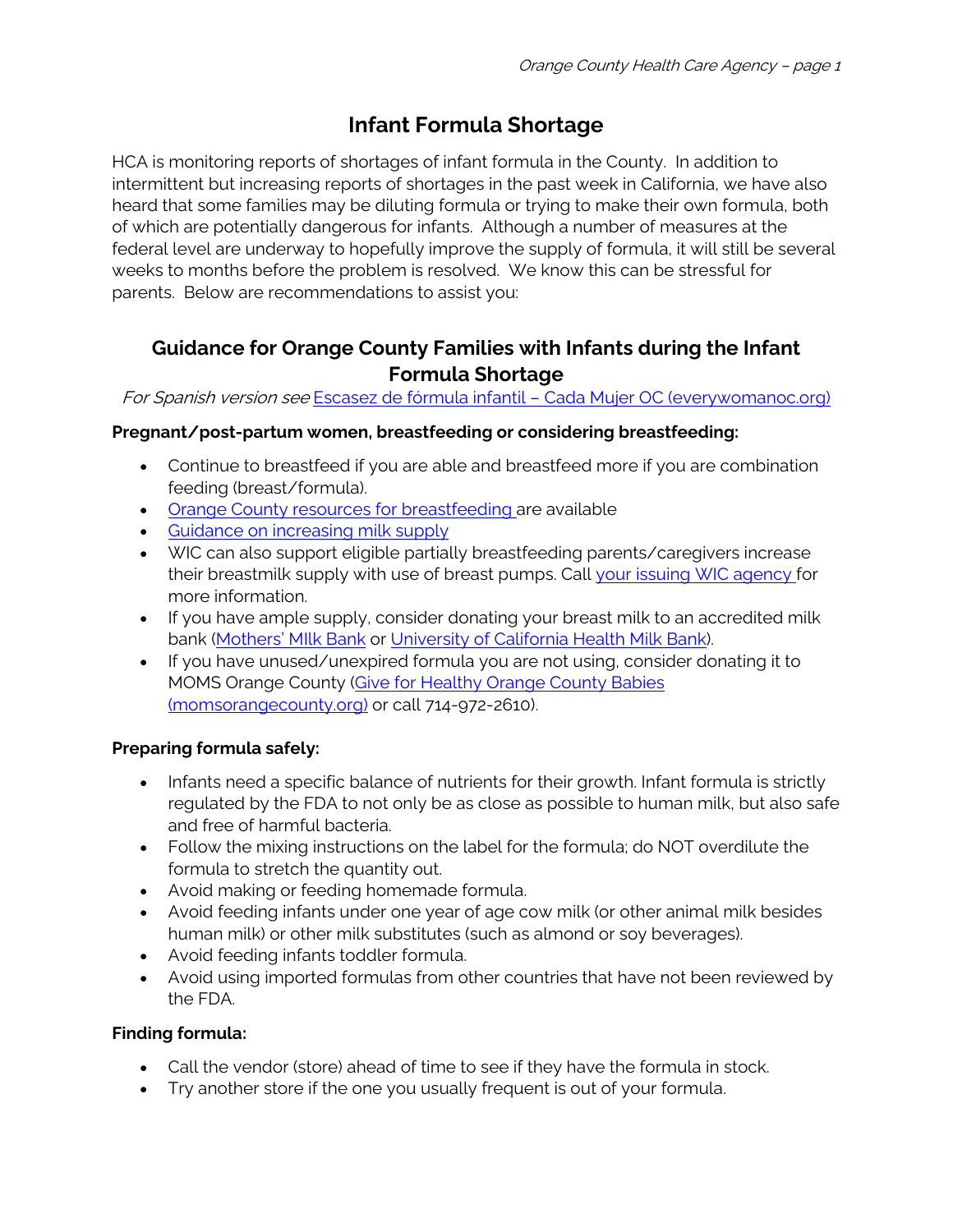# Infant Formula Shortage

HCA is monitoring reports of shortages of infant formula in the County. In addition to intermittent but increasing reports of shortages in the past week in California, we have also heard that some families may be diluting formula or trying to make their own formula, both of which are potentially dangerous for infants. Although a number of measures at the federal level are underway to hopefully improve the supply of formula, it will still be several weeks to months before the problem is resolved. We know this can be stressful for parents. Below are recommendations to assist you:

## Guidance for Orange County Families with Infants during the Infant Formula Shortage

*For Spanish version see* Escasez de fórmula infantil – Cada Mujer OC (everywomanoc.org)

**Pregnant/post-partum women, breastfeeding or considering breastfeeding:**

- Continue to breastfeed if you are able and breastfeed more if you are combination feeding (breast/formula).
- Orange County resources for breastfeeding are available
- Guidance on increasing milk supply
- WIC can also support eligible partially breastfeeding parents/caregivers increase their breastmilk supply with use of breast pumps. Call your issuing WIC agency for more information.
- If you have ample supply, consider donating your breast milk to an accredited milk bank (Mothers' MIlk Bank or University of California Health Milk Bank).
- If you have unused/unexpired formula you are not using, consider donating it to MOMS Orange County (Give for Healthy Orange County Babies (momsorangecounty.org) or call 714-972-2610).

**Preparing formula safely:**

- Infants need a specific balance of nutrients for their growth. Infant formula is strictly regulated by the FDA to not only be as close as possible to human milk, but also safe and free of harmful bacteria.
- Follow the mixing instructions on the label for the formula; do NOT overdilute the formula to stretch the quantity out.
- Avoid making or feeding homemade formula.
- Avoid feeding infants under one year of age cow milk (or other animal milk besides human milk) or other milk substitutes (such as almond or soy beverages).
- Avoid feeding infants toddler formula.
- Avoid using imported formulas from other countries that have not been reviewed by the FDA.

**Finding formula:**

- Call the vendor (store) ahead of time to see if they have the formula in stock.
- Try another store if the one you usually frequent is out of your formula.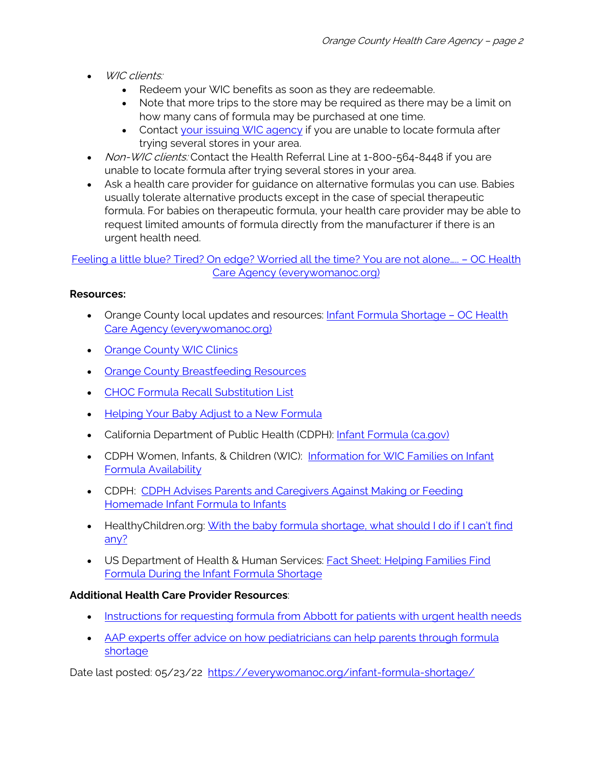- *WIC clients:*
    - Redeem your WIC benefits as soon as they are redeemable.
    - Note that more trips to the store may be required as there may be a limit on how many cans of formula may be purchased at one time.
    - Contact your issuing WIC agency if you are unable to locate formula after trying several stores in your area.
- *Non-WIC clients:* Contact the Health Referral Line at 1-800-564-8448 if you are unable to locate formula after trying several stores in your area.
- Ask a health care provider for guidance on alternative formulas you can use. Babies usually tolerate alternative products except in the case of special therapeutic formula. For babies on therapeutic formula, your health care provider may be able to request limited amounts of formula directly from the manufacturer if there is an urgent health need.

Feeling a little blue? Tired? On edge? Worried all the time? You are not alone…. – OC Health Care Agency (everywomanoc.org)

**Resources:**

- Orange County local updates and resources: Infant Formula Shortage – OC Health Care Agency (everywomanoc.org)
- Orange County WIC Clinics
- Orange County Breastfeeding Resources
- CHOC Formula Recall Substitution List
- Helping Your Baby Adjust to a New Formula
- California Department of Public Health (CDPH): Infant Formula (ca.gov)
- CDPH Women, Infants, & Children (WIC): Information for WIC Families on Infant Formula Availability
- CDPH: CDPH Advises Parents and Caregivers Against Making or Feeding Homemade Infant Formula to Infants
- HealthyChildren.org: With the baby formula shortage, what should I do if I can't find any?
- US Department of Health & Human Services: Fact Sheet: Helping Families Find Formula During the Infant Formula Shortage

**Additional Health Care Provider Resources**:

- Instructions for requesting formula from Abbott for patients with urgent health needs
- AAP experts offer advice on how pediatricians can help parents through formula shortage

Date last posted: 05/23/22 https://everywomanoc.org/infant-formula-shortage/